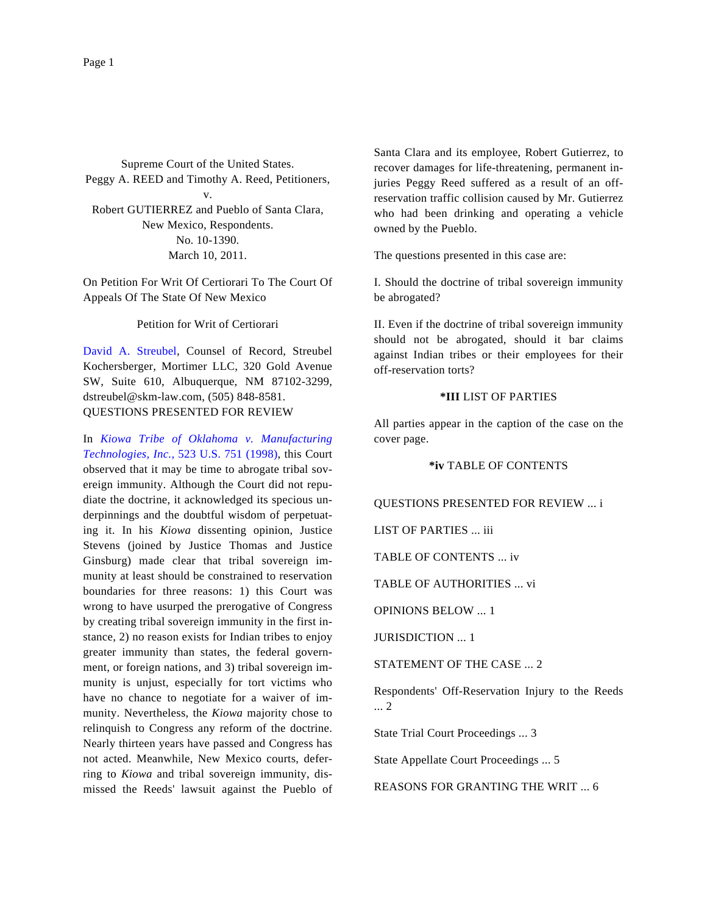Supreme Court of the United States.

Peggy A. REED and Timothy A. Reed, Petitioners,

v.

Robert GUTIERREZ and Pueblo of Santa Clara, New Mexico, Respondents.

No. 10-1390.

March 10, 2011.

On Petition For Writ Of Certiorari To The Court Of Appeals Of The State Of New Mexico

Petition for Writ of Certiorari

David A. Streubel, Counsel of Record, Streubel Kochersberger, Mortimer LLC, 320 Gold Avenue SW, Suite 610, Albuquerque, NM 87102-3299, dstreubel@skm-law.com, (505) 848-8581.

QUESTIONS PRESENTED FOR REVIEW

In *Kiowa Tribe of Oklahoma v. Manufacturing Technologies, Inc.*, 523 U.S. 751 (1998), this Court observed that it may be time to abrogate tribal sovereign immunity. Although the Court did not repudiate the doctrine, it acknowledged its specious underpinnings and the doubtful wisdom of perpetuating it. In his *Kiowa* dissenting opinion, Justice Stevens (joined by Justice Thomas and Justice Ginsburg) made clear that tribal sovereign immunity at least should be constrained to reservation boundaries for three reasons: 1) this Court was wrong to have usurped the prerogative of Congress by creating tribal sovereign immunity in the first instance, 2) no reason exists for Indian tribes to enjoy greater immunity than states, the federal government, or foreign nations, and 3) tribal sovereign immunity is unjust, especially for tort victims who have no chance to negotiate for a waiver of immunity. Nevertheless, the *Kiowa* majority chose to relinquish to Congress any reform of the doctrine. Nearly thirteen years have passed and Congress has not acted. Meanwhile, New Mexico courts, deferring to *Kiowa* and tribal sovereign immunity, dismissed the Reeds' lawsuit against the Pueblo of Santa Clara and its employee, Robert Gutierrez, to recover damages for life-threatening, permanent injuries Peggy Reed suffered as a result of an off-reservation traffic collision caused by Mr. Gutierrez who had been drinking and operating a vehicle owned by the Pueblo.

The questions presented in this case are:

I. Should the doctrine of tribal sovereign immunity be abrogated?

II. Even if the doctrine of tribal sovereign immunity should not be abrogated, should it bar claims against Indian tribes or their employees for their off-reservation torts?

**\*III** LIST OF PARTIES

All parties appear in the caption of the case on the cover page.

**\*iv** TABLE OF CONTENTS

QUESTIONS PRESENTED FOR REVIEW ... i

LIST OF PARTIES ... iii

TABLE OF CONTENTS ... iv

TABLE OF AUTHORITIES ... vi

OPINIONS BELOW ... 1

JURISDICTION ... 1

STATEMENT OF THE CASE ... 2

Respondents' Off-Reservation Injury to the Reeds ... 2

State Trial Court Proceedings ... 3

State Appellate Court Proceedings ... 5

REASONS FOR GRANTING THE WRIT ... 6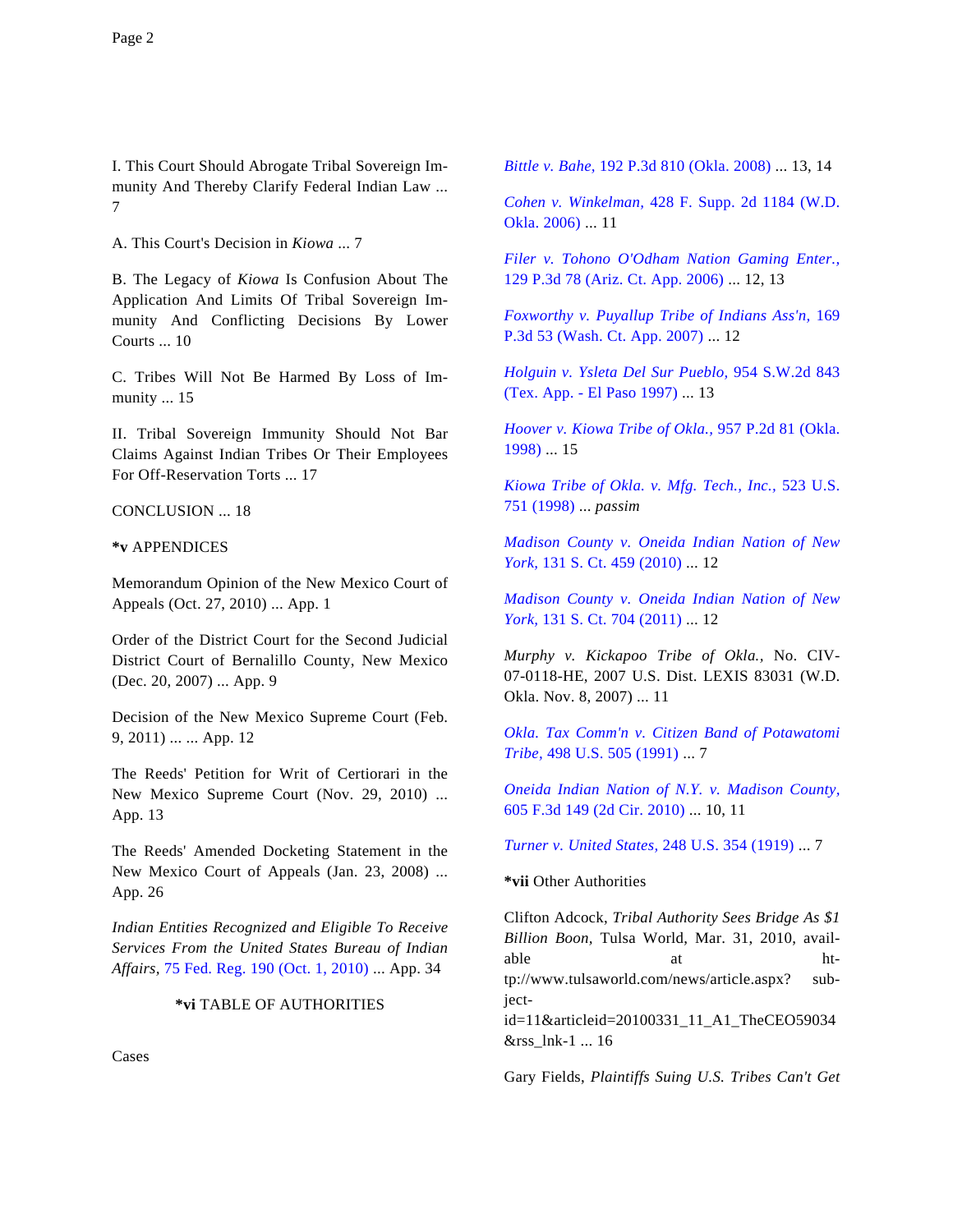I. This Court Should Abrogate Tribal Sovereign Immunity And Thereby Clarify Federal Indian Law ... 7

A. This Court's Decision in *Kiowa* ... 7

B. The Legacy of *Kiowa* Is Confusion About The Application And Limits Of Tribal Sovereign Immunity And Conflicting Decisions By Lower Courts ... 10

C. Tribes Will Not Be Harmed By Loss of Immunity ... 15

II. Tribal Sovereign Immunity Should Not Bar Claims Against Indian Tribes Or Their Employees For Off-Reservation Torts ... 17

CONCLUSION ... 18

**\*v** APPENDICES

Memorandum Opinion of the New Mexico Court of Appeals (Oct. 27, 2010) ... App. 1

Order of the District Court for the Second Judicial District Court of Bernalillo County, New Mexico (Dec. 20, 2007) ... App. 9

Decision of the New Mexico Supreme Court (Feb. 9, 2011) ... ... App. 12

The Reeds' Petition for Writ of Certiorari in the New Mexico Supreme Court (Nov. 29, 2010) ... App. 13

The Reeds' Amended Docketing Statement in the New Mexico Court of Appeals (Jan. 23, 2008) ... App. 26

*Indian Entities Recognized and Eligible To Receive Services From the United States Bureau of Indian Affairs*, 75 Fed. Reg. 190 (Oct. 1, 2010) ... App. 34

**\*vi** TABLE OF AUTHORITIES

Cases

*Bittle v. Bahe*, 192 P.3d 810 (Okla. 2008) ... 13, 14

*Cohen v. Winkelman*, 428 F. Supp. 2d 1184 (W.D. Okla. 2006) ... 11

*Filer v. Tohono O'Odham Nation Gaming Enter.*, 129 P.3d 78 (Ariz. Ct. App. 2006) ... 12, 13

*Foxworthy v. Puyallup Tribe of Indians Ass'n*, 169 P.3d 53 (Wash. Ct. App. 2007) ... 12

*Holguin v. Ysleta Del Sur Pueblo*, 954 S.W.2d 843 (Tex. App. - El Paso 1997) ... 13

*Hoover v. Kiowa Tribe of Okla.*, 957 P.2d 81 (Okla. 1998) ... 15

*Kiowa Tribe of Okla. v. Mfg. Tech., Inc.*, 523 U.S. 751 (1998) ... *passim*

*Madison County v. Oneida Indian Nation of New York*, 131 S. Ct. 459 (2010) ... 12

*Madison County v. Oneida Indian Nation of New York*, 131 S. Ct. 704 (2011) ... 12

*Murphy v. Kickapoo Tribe of Okla.*, No. CIV-07-0118-HE, 2007 U.S. Dist. LEXIS 83031 (W.D. Okla. Nov. 8, 2007) ... 11

*Okla. Tax Comm'n v. Citizen Band of Potawatomi Tribe*, 498 U.S. 505 (1991) ... 7

*Oneida Indian Nation of N.Y. v. Madison County*, 605 F.3d 149 (2d Cir. 2010) ... 10, 11

*Turner v. United States*, 248 U.S. 354 (1919) ... 7

**\*vii** Other Authorities

Clifton Adcock, *Tribal Authority Sees Bridge As $1 Billion Boon*, Tulsa World, Mar. 31, 2010, available at http://www.tulsaworld.com/news/article.aspx?subjectid=11&articleid=20100331_11_A1_TheCEO59034&rss_lnk-1 ... 16

Gary Fields, *Plaintiffs Suing U.S. Tribes Can't Get*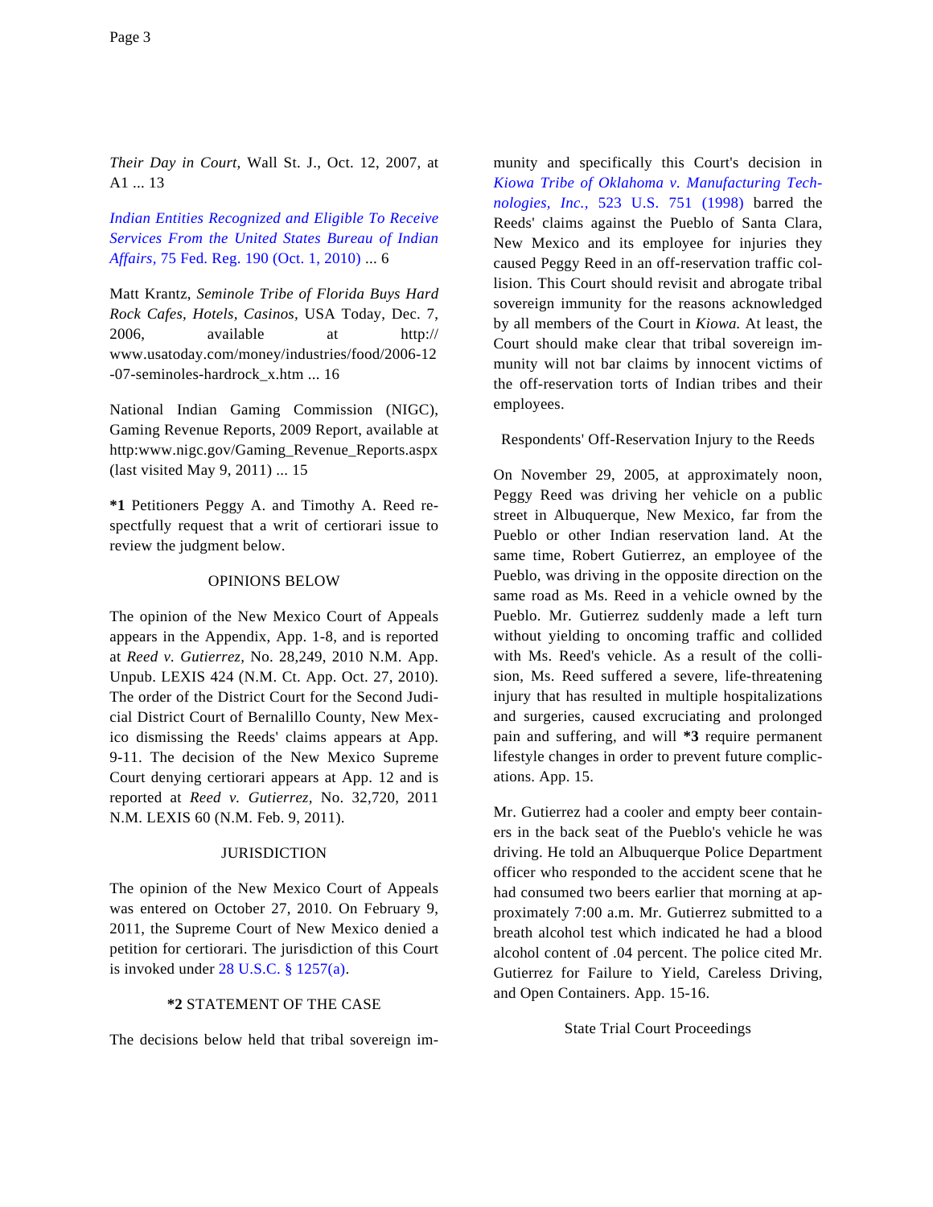*Their Day in Court,* Wall St. J., Oct. 12, 2007, at A1 ... 13

*Indian Entities Recognized and Eligible To Receive Services From the United States Bureau of Indian Affairs,* 75 Fed. Reg. 190 (Oct. 1, 2010) ... 6

Matt Krantz, *Seminole Tribe of Florida Buys Hard Rock Cafes, Hotels, Casinos,* USA Today, Dec. 7, 2006, available at http:// www.usatoday.com/money/industries/food/2006-12-07-seminoles-hardrock_x.htm ... 16

National Indian Gaming Commission (NIGC), Gaming Revenue Reports, 2009 Report, available at http:www.nigc.gov/Gaming_Revenue_Reports.aspx (last visited May 9, 2011) ... 15

**\*1** Petitioners Peggy A. and Timothy A. Reed respectfully request that a writ of certiorari issue to review the judgment below.

## OPINIONS BELOW

The opinion of the New Mexico Court of Appeals appears in the Appendix, App. 1-8, and is reported at *Reed v. Gutierrez,* No. 28,249, 2010 N.M. App. Unpub. LEXIS 424 (N.M. Ct. App. Oct. 27, 2010). The order of the District Court for the Second Judicial District Court of Bernalillo County, New Mexico dismissing the Reeds' claims appears at App. 9-11. The decision of the New Mexico Supreme Court denying certiorari appears at App. 12 and is reported at *Reed v. Gutierrez,* No. 32,720, 2011 N.M. LEXIS 60 (N.M. Feb. 9, 2011).

## JURISDICTION

The opinion of the New Mexico Court of Appeals was entered on October 27, 2010. On February 9, 2011, the Supreme Court of New Mexico denied a petition for certiorari. The jurisdiction of this Court is invoked under 28 U.S.C. § 1257(a).

## **\*2** STATEMENT OF THE CASE

The decisions below held that tribal sovereign immunity and specifically this Court's decision in *Kiowa Tribe of Oklahoma v. Manufacturing Technologies, Inc.,* 523 U.S. 751 (1998) barred the Reeds' claims against the Pueblo of Santa Clara, New Mexico and its employee for injuries they caused Peggy Reed in an off-reservation traffic collision. This Court should revisit and abrogate tribal sovereign immunity for the reasons acknowledged by all members of the Court in *Kiowa.* At least, the Court should make clear that tribal sovereign immunity will not bar claims by innocent victims of the off-reservation torts of Indian tribes and their employees.

### Respondents' Off-Reservation Injury to the Reeds

On November 29, 2005, at approximately noon, Peggy Reed was driving her vehicle on a public street in Albuquerque, New Mexico, far from the Pueblo or other Indian reservation land. At the same time, Robert Gutierrez, an employee of the Pueblo, was driving in the opposite direction on the same road as Ms. Reed in a vehicle owned by the Pueblo. Mr. Gutierrez suddenly made a left turn without yielding to oncoming traffic and collided with Ms. Reed's vehicle. As a result of the collision, Ms. Reed suffered a severe, life-threatening injury that has resulted in multiple hospitalizations and surgeries, caused excruciating and prolonged pain and suffering, and will **\*3** require permanent lifestyle changes in order to prevent future complications. App. 15.

Mr. Gutierrez had a cooler and empty beer containers in the back seat of the Pueblo's vehicle he was driving. He told an Albuquerque Police Department officer who responded to the accident scene that he had consumed two beers earlier that morning at approximately 7:00 a.m. Mr. Gutierrez submitted to a breath alcohol test which indicated he had a blood alcohol content of .04 percent. The police cited Mr. Gutierrez for Failure to Yield, Careless Driving, and Open Containers. App. 15-16.

### State Trial Court Proceedings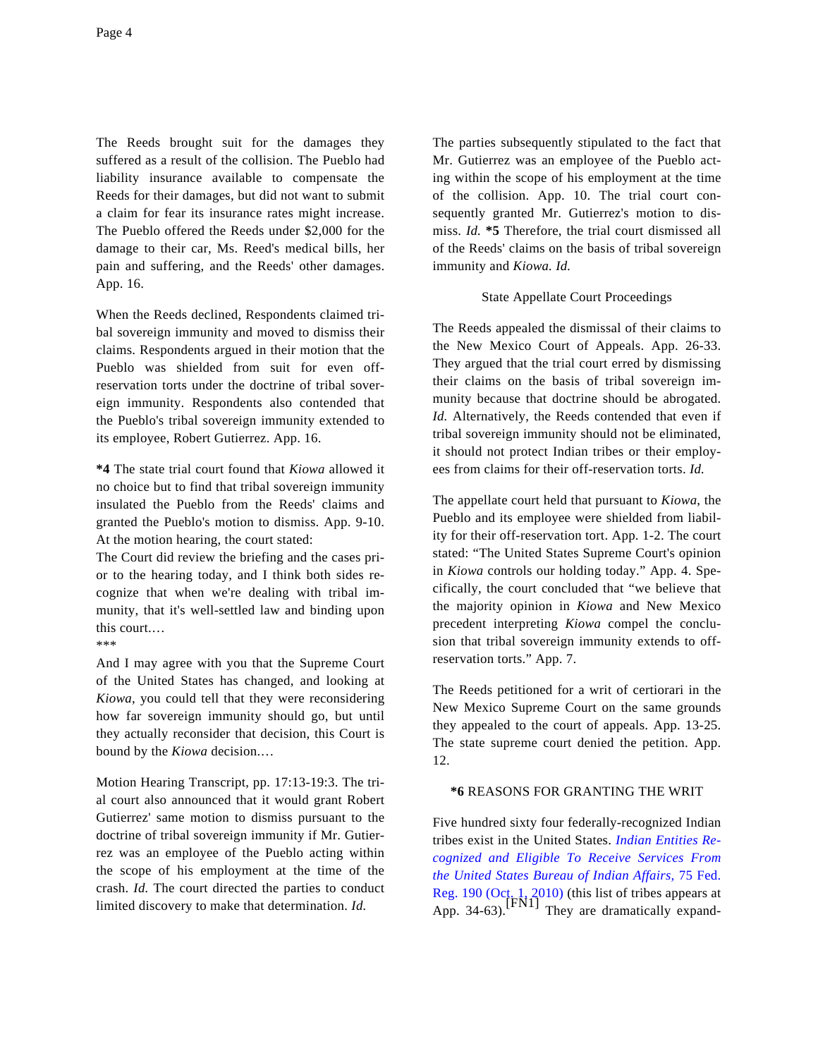The Reeds brought suit for the damages they suffered as a result of the collision. The Pueblo had liability insurance available to compensate the Reeds for their damages, but did not want to submit a claim for fear its insurance rates might increase. The Pueblo offered the Reeds under $2,000 for the damage to their car, Ms. Reed's medical bills, her pain and suffering, and the Reeds' other damages. App. 16.

When the Reeds declined, Respondents claimed tribal sovereign immunity and moved to dismiss their claims. Respondents argued in their motion that the Pueblo was shielded from suit for even off-reservation torts under the doctrine of tribal sovereign immunity. Respondents also contended that the Pueblo's tribal sovereign immunity extended to its employee, Robert Gutierrez. App. 16.

**\*4** The state trial court found that *Kiowa* allowed it no choice but to find that tribal sovereign immunity insulated the Pueblo from the Reeds' claims and granted the Pueblo's motion to dismiss. App. 9-10. At the motion hearing, the court stated:

The Court did review the briefing and the cases prior to the hearing today, and I think both sides recognize that when we're dealing with tribal immunity, that it's well-settled law and binding upon this court.…

\*\*\*

And I may agree with you that the Supreme Court of the United States has changed, and looking at *Kiowa*, you could tell that they were reconsidering how far sovereign immunity should go, but until they actually reconsider that decision, this Court is bound by the *Kiowa* decision.…

Motion Hearing Transcript, pp. 17:13-19:3. The trial court also announced that it would grant Robert Gutierrez' same motion to dismiss pursuant to the doctrine of tribal sovereign immunity if Mr. Gutierrez was an employee of the Pueblo acting within the scope of his employment at the time of the crash. *Id.* The court directed the parties to conduct limited discovery to make that determination. *Id.*

The parties subsequently stipulated to the fact that Mr. Gutierrez was an employee of the Pueblo acting within the scope of his employment at the time of the collision. App. 10. The trial court consequently granted Mr. Gutierrez's motion to dismiss. *Id.* **\*5** Therefore, the trial court dismissed all of the Reeds' claims on the basis of tribal sovereign immunity and *Kiowa. Id.*

State Appellate Court Proceedings

The Reeds appealed the dismissal of their claims to the New Mexico Court of Appeals. App. 26-33. They argued that the trial court erred by dismissing their claims on the basis of tribal sovereign immunity because that doctrine should be abrogated. *Id.* Alternatively, the Reeds contended that even if tribal sovereign immunity should not be eliminated, it should not protect Indian tribes or their employees from claims for their off-reservation torts. *Id.*

The appellate court held that pursuant to *Kiowa*, the Pueblo and its employee were shielded from liability for their off-reservation tort. App. 1-2. The court stated: "The United States Supreme Court's opinion in *Kiowa* controls our holding today." App. 4. Specifically, the court concluded that "we believe that the majority opinion in *Kiowa* and New Mexico precedent interpreting *Kiowa* compel the conclusion that tribal sovereign immunity extends to off-reservation torts." App. 7.

The Reeds petitioned for a writ of certiorari in the New Mexico Supreme Court on the same grounds they appealed to the court of appeals. App. 13-25. The state supreme court denied the petition. App. 12.

**\*6** REASONS FOR GRANTING THE WRIT

Five hundred sixty four federally-recognized Indian tribes exist in the United States. *Indian Entities Recognized and Eligible To Receive Services From the United States Bureau of Indian Affairs*, 75 Fed. Reg. 190 (Oct. 1, 2010) (this list of tribes appears at App. 34-63).[FN1] They are dramatically expand-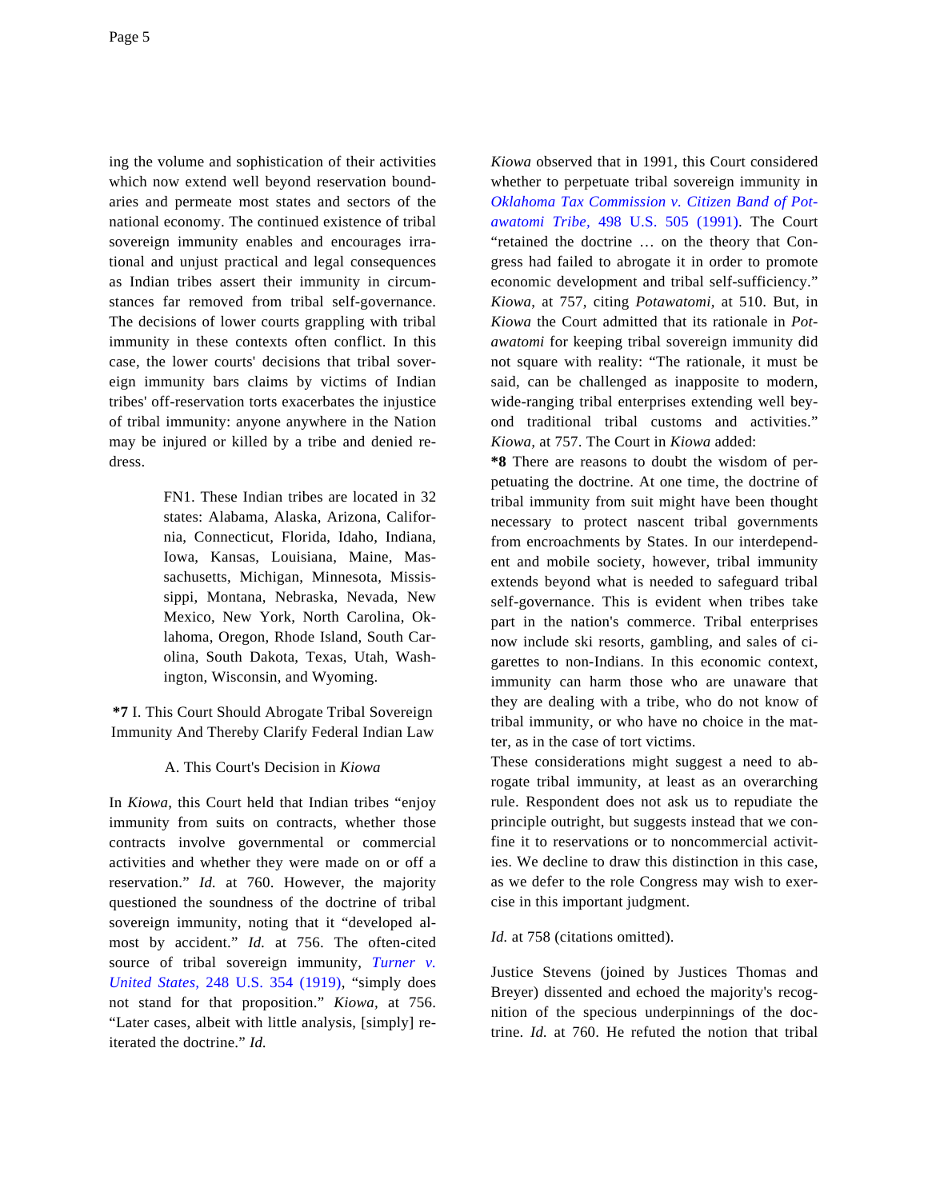ing the volume and sophistication of their activities which now extend well beyond reservation boundaries and permeate most states and sectors of the national economy. The continued existence of tribal sovereign immunity enables and encourages irrational and unjust practical and legal consequences as Indian tribes assert their immunity in circumstances far removed from tribal self-governance. The decisions of lower courts grappling with tribal immunity in these contexts often conflict. In this case, the lower courts' decisions that tribal sovereign immunity bars claims by victims of Indian tribes' off-reservation torts exacerbates the injustice of tribal immunity: anyone anywhere in the Nation may be injured or killed by a tribe and denied redress.

> FN1. These Indian tribes are located in 32 states: Alabama, Alaska, Arizona, California, Connecticut, Florida, Idaho, Indiana, Iowa, Kansas, Louisiana, Maine, Massachusetts, Michigan, Minnesota, Mississippi, Montana, Nebraska, Nevada, New Mexico, New York, North Carolina, Oklahoma, Oregon, Rhode Island, South Carolina, South Dakota, Texas, Utah, Washington, Wisconsin, and Wyoming.

## **\*7** I. This Court Should Abrogate Tribal Sovereign Immunity And Thereby Clarify Federal Indian Law

### A. This Court's Decision in *Kiowa*

In *Kiowa*, this Court held that Indian tribes "enjoy immunity from suits on contracts, whether those contracts involve governmental or commercial activities and whether they were made on or off a reservation." *Id.* at 760. However, the majority questioned the soundness of the doctrine of tribal sovereign immunity, noting that it "developed almost by accident." *Id.* at 756. The often-cited source of tribal sovereign immunity, *Turner v. United States,* 248 U.S. 354 (1919), "simply does not stand for that proposition." *Kiowa,* at 756. "Later cases, albeit with little analysis, [simply] reiterated the doctrine." *Id.*

*Kiowa* observed that in 1991, this Court considered whether to perpetuate tribal sovereign immunity in *Oklahoma Tax Commission v. Citizen Band of Potawatomi Tribe,* 498 U.S. 505 (1991). The Court "retained the doctrine … on the theory that Congress had failed to abrogate it in order to promote economic development and tribal self-sufficiency." *Kiowa*, at 757, citing *Potawatomi,* at 510. But, in *Kiowa* the Court admitted that its rationale in *Potawatomi* for keeping tribal sovereign immunity did not square with reality: "The rationale, it must be said, can be challenged as inapposite to modern, wide-ranging tribal enterprises extending well beyond traditional tribal customs and activities." *Kiowa,* at 757. The Court in *Kiowa* added:

> **\*8** There are reasons to doubt the wisdom of perpetuating the doctrine. At one time, the doctrine of tribal immunity from suit might have been thought necessary to protect nascent tribal governments from encroachments by States. In our interdependent and mobile society, however, tribal immunity extends beyond what is needed to safeguard tribal self-governance. This is evident when tribes take part in the nation's commerce. Tribal enterprises now include ski resorts, gambling, and sales of cigarettes to non-Indians. In this economic context, immunity can harm those who are unaware that they are dealing with a tribe, who do not know of tribal immunity, or who have no choice in the matter, as in the case of tort victims.
>
> These considerations might suggest a need to abrogate tribal immunity, at least as an overarching rule. Respondent does not ask us to repudiate the principle outright, but suggests instead that we confine it to reservations or to noncommercial activities. We decline to draw this distinction in this case, as we defer to the role Congress may wish to exercise in this important judgment.

*Id.* at 758 (citations omitted).

Justice Stevens (joined by Justices Thomas and Breyer) dissented and echoed the majority's recognition of the specious underpinnings of the doctrine. *Id.* at 760. He refuted the notion that tribal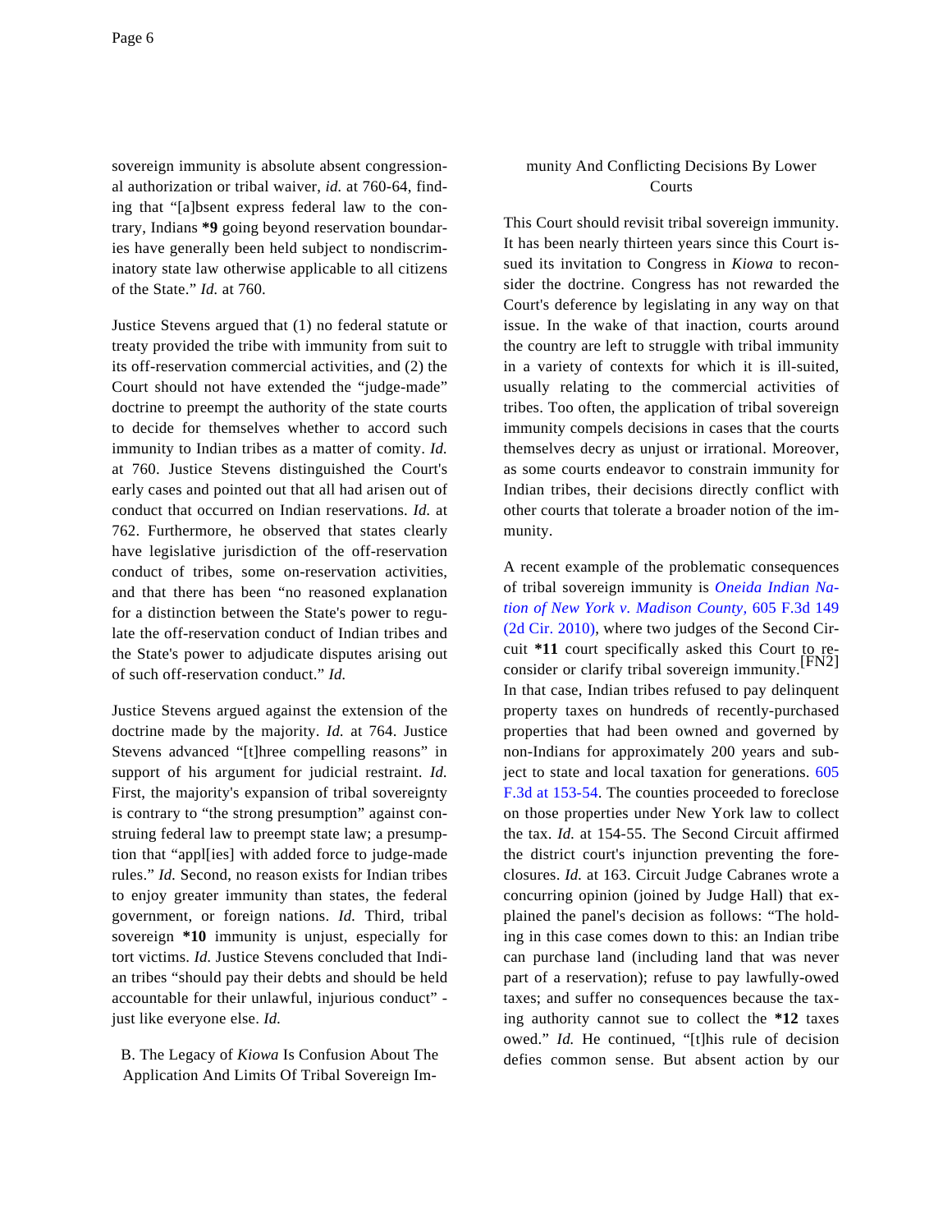sovereign immunity is absolute absent congressional authorization or tribal waiver, *id.* at 760-64, finding that "[a]bsent express federal law to the contrary, Indians **\*9** going beyond reservation boundaries have generally been held subject to nondiscriminatory state law otherwise applicable to all citizens of the State." *Id.* at 760.

Justice Stevens argued that (1) no federal statute or treaty provided the tribe with immunity from suit to its off-reservation commercial activities, and (2) the Court should not have extended the "judge-made" doctrine to preempt the authority of the state courts to decide for themselves whether to accord such immunity to Indian tribes as a matter of comity. *Id.* at 760. Justice Stevens distinguished the Court's early cases and pointed out that all had arisen out of conduct that occurred on Indian reservations. *Id.* at 762. Furthermore, he observed that states clearly have legislative jurisdiction of the off-reservation conduct of tribes, some on-reservation activities, and that there has been "no reasoned explanation for a distinction between the State's power to regulate the off-reservation conduct of Indian tribes and the State's power to adjudicate disputes arising out of such off-reservation conduct." *Id.*

Justice Stevens argued against the extension of the doctrine made by the majority. *Id.* at 764. Justice Stevens advanced "[t]hree compelling reasons" in support of his argument for judicial restraint. *Id.* First, the majority's expansion of tribal sovereignty is contrary to "the strong presumption" against construing federal law to preempt state law; a presumption that "appl[ies] with added force to judge-made rules." *Id.* Second, no reason exists for Indian tribes to enjoy greater immunity than states, the federal government, or foreign nations. *Id.* Third, tribal sovereign **\*10** immunity is unjust, especially for tort victims. *Id.* Justice Stevens concluded that Indian tribes "should pay their debts and should be held accountable for their unlawful, injurious conduct" - just like everyone else. *Id.*

### B. The Legacy of *Kiowa* Is Confusion About The Application And Limits Of Tribal Sovereign Immunity And Conflicting Decisions By Lower Courts

This Court should revisit tribal sovereign immunity. It has been nearly thirteen years since this Court issued its invitation to Congress in *Kiowa* to reconsider the doctrine. Congress has not rewarded the Court's deference by legislating in any way on that issue. In the wake of that inaction, courts around the country are left to struggle with tribal immunity in a variety of contexts for which it is ill-suited, usually relating to the commercial activities of tribes. Too often, the application of tribal sovereign immunity compels decisions in cases that the courts themselves decry as unjust or irrational. Moreover, as some courts endeavor to constrain immunity for Indian tribes, their decisions directly conflict with other courts that tolerate a broader notion of the immunity.

A recent example of the problematic consequences of tribal sovereign immunity is *Oneida Indian Nation of New York v. Madison County*, 605 F.3d 149 (2d Cir. 2010), where two judges of the Second Circuit **\*11** court specifically asked this Court to reconsider or clarify tribal sovereign immunity.[FN2] In that case, Indian tribes refused to pay delinquent property taxes on hundreds of recently-purchased properties that had been owned and governed by non-Indians for approximately 200 years and subject to state and local taxation for generations. 605 F.3d at 153-54. The counties proceeded to foreclose on those properties under New York law to collect the tax. *Id.* at 154-55. The Second Circuit affirmed the district court's injunction preventing the foreclosures. *Id.* at 163. Circuit Judge Cabranes wrote a concurring opinion (joined by Judge Hall) that explained the panel's decision as follows: "The holding in this case comes down to this: an Indian tribe can purchase land (including land that was never part of a reservation); refuse to pay lawfully-owed taxes; and suffer no consequences because the taxing authority cannot sue to collect the **\*12** taxes owed." *Id.* He continued, "[t]his rule of decision defies common sense. But absent action by our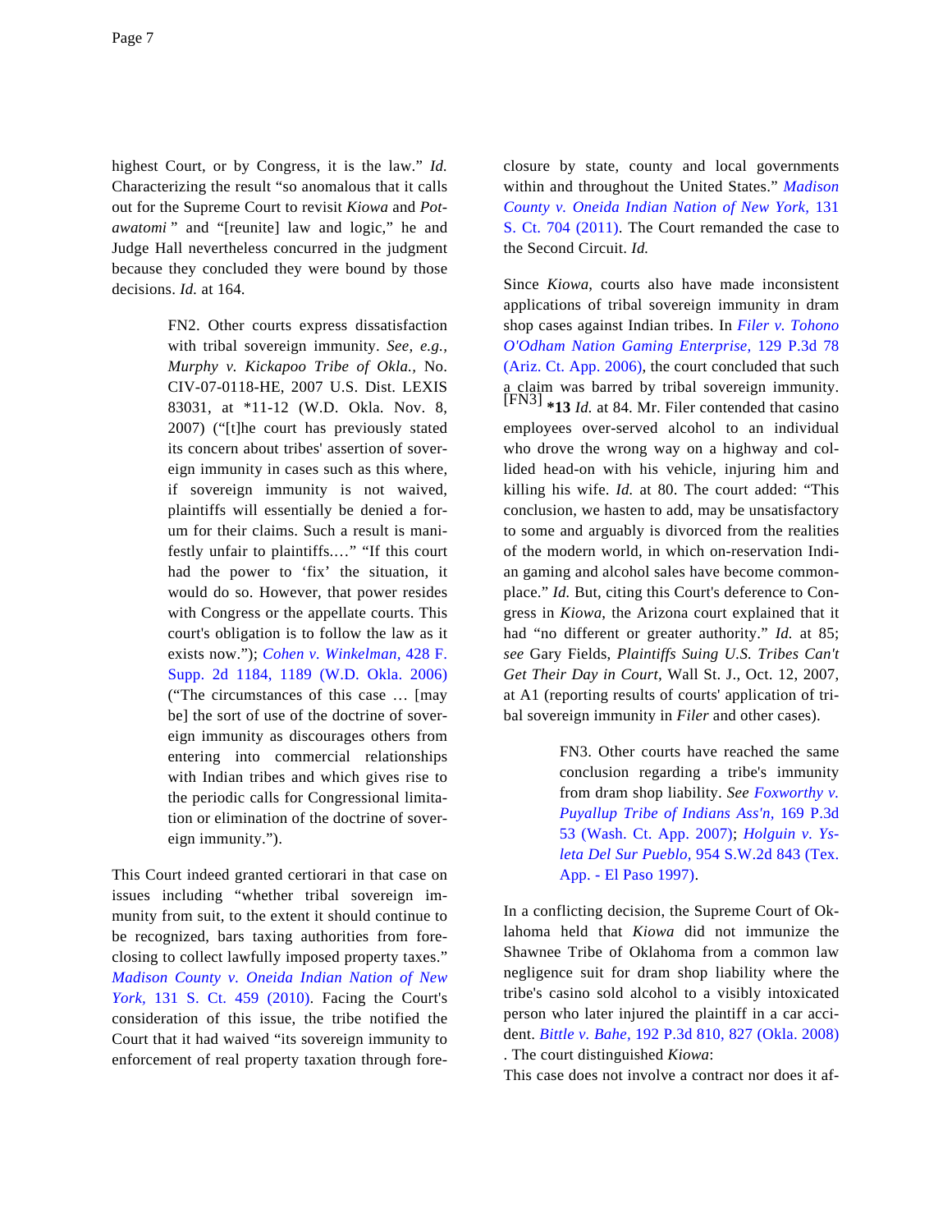highest Court, or by Congress, it is the law." *Id.* Characterizing the result "so anomalous that it calls out for the Supreme Court to revisit *Kiowa* and *Potawatomi* " and "[reunite] law and logic," he and Judge Hall nevertheless concurred in the judgment because they concluded they were bound by those decisions. *Id.* at 164.

> FN2. Other courts express dissatisfaction with tribal sovereign immunity. *See, e.g., Murphy v. Kickapoo Tribe of Okla.,* No. CIV-07-0118-HE, 2007 U.S. Dist. LEXIS 83031, at *11-12 (W.D. Okla. Nov. 8, 2007) ("[t]he court has previously stated its concern about tribes' assertion of sovereign immunity in cases such as this where, if sovereign immunity is not waived, plaintiffs will essentially be denied a forum for their claims. Such a result is manifestly unfair to plaintiffs.…" "If this court had the power to 'fix' the situation, it would do so. However, that power resides with Congress or the appellate courts. This court's obligation is to follow the law as it exists now."); *Cohen v. Winkelman,* 428 F. Supp. 2d 1184, 1189 (W.D. Okla. 2006) ("The circumstances of this case … [may be] the sort of use of the doctrine of sovereign immunity as discourages others from entering into commercial relationships with Indian tribes and which gives rise to the periodic calls for Congressional limitation or elimination of the doctrine of sovereign immunity.").

This Court indeed granted certiorari in that case on issues including "whether tribal sovereign immunity from suit, to the extent it should continue to be recognized, bars taxing authorities from foreclosing to collect lawfully imposed property taxes." *Madison County v. Oneida Indian Nation of New York,* 131 S. Ct. 459 (2010). Facing the Court's consideration of this issue, the tribe notified the Court that it had waived "its sovereign immunity to enforcement of real property taxation through foreclosure by state, county and local governments within and throughout the United States." *Madison County v. Oneida Indian Nation of New York,* 131 S. Ct. 704 (2011). The Court remanded the case to the Second Circuit. *Id.*

Since *Kiowa*, courts also have made inconsistent applications of tribal sovereign immunity in dram shop cases against Indian tribes. In *Filer v. Tohono O'Odham Nation Gaming Enterprise,* 129 P.3d 78 (Ariz. Ct. App. 2006), the court concluded that such a claim was barred by tribal sovereign immunity.[FN3] **\*13** *Id.* at 84. Mr. Filer contended that casino employees over-served alcohol to an individual who drove the wrong way on a highway and collided head-on with his vehicle, injuring him and killing his wife. *Id.* at 80. The court added: "This conclusion, we hasten to add, may be unsatisfactory to some and arguably is divorced from the realities of the modern world, in which on-reservation Indian gaming and alcohol sales have become commonplace." *Id.* But, citing this Court's deference to Congress in *Kiowa*, the Arizona court explained that it had "no different or greater authority." *Id.* at 85; *see* Gary Fields, *Plaintiffs Suing U.S. Tribes Can't Get Their Day in Court,* Wall St. J., Oct. 12, 2007, at A1 (reporting results of courts' application of tribal sovereign immunity in *Filer* and other cases).

> FN3. Other courts have reached the same conclusion regarding a tribe's immunity from dram shop liability. *See Foxworthy v. Puyallup Tribe of Indians Ass'n,* 169 P.3d 53 (Wash. Ct. App. 2007); *Holguin v. Ysleta Del Sur Pueblo,* 954 S.W.2d 843 (Tex. App. - El Paso 1997).

In a conflicting decision, the Supreme Court of Oklahoma held that *Kiowa* did not immunize the Shawnee Tribe of Oklahoma from a common law negligence suit for dram shop liability where the tribe's casino sold alcohol to a visibly intoxicated person who later injured the plaintiff in a car accident. *Bittle v. Bahe,* 192 P.3d 810, 827 (Okla. 2008). The court distinguished *Kiowa*:

This case does not involve a contract nor does it af-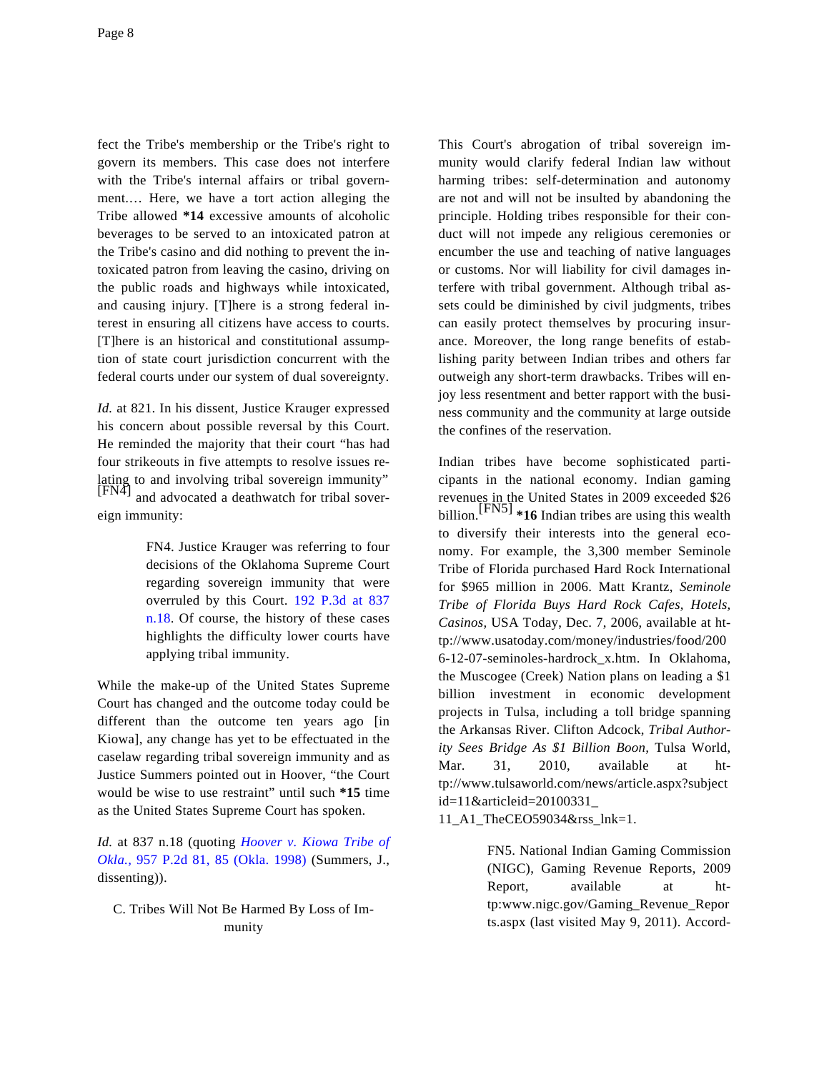fect the Tribe's membership or the Tribe's right to govern its members. This case does not interfere with the Tribe's internal affairs or tribal government.… Here, we have a tort action alleging the Tribe allowed **\*14** excessive amounts of alcoholic beverages to be served to an intoxicated patron at the Tribe's casino and did nothing to prevent the intoxicated patron from leaving the casino, driving on the public roads and highways while intoxicated, and causing injury. [T]here is a strong federal interest in ensuring all citizens have access to courts. [T]here is an historical and constitutional assumption of state court jurisdiction concurrent with the federal courts under our system of dual sovereignty.

*Id.* at 821. In his dissent, Justice Krauger expressed his concern about possible reversal by this Court. He reminded the majority that their court "has had four strikeouts in five attempts to resolve issues relating to and involving tribal sovereign immunity" [FN4] and advocated a deathwatch for tribal sovereign immunity:

> FN4. Justice Krauger was referring to four decisions of the Oklahoma Supreme Court regarding sovereign immunity that were overruled by this Court. 192 P.3d at 837 n.18. Of course, the history of these cases highlights the difficulty lower courts have applying tribal immunity.

While the make-up of the United States Supreme Court has changed and the outcome today could be different than the outcome ten years ago [in Kiowa], any change has yet to be effectuated in the caselaw regarding tribal sovereign immunity and as Justice Summers pointed out in Hoover, "the Court would be wise to use restraint" until such **\*15** time as the United States Supreme Court has spoken.

*Id.* at 837 n.18 (quoting *Hoover v. Kiowa Tribe of Okla.*, 957 P.2d 81, 85 (Okla. 1998) (Summers, J., dissenting)).

C. Tribes Will Not Be Harmed By Loss of Immunity

This Court's abrogation of tribal sovereign immunity would clarify federal Indian law without harming tribes: self-determination and autonomy are not and will not be insulted by abandoning the principle. Holding tribes responsible for their conduct will not impede any religious ceremonies or encumber the use and teaching of native languages or customs. Nor will liability for civil damages interfere with tribal government. Although tribal assets could be diminished by civil judgments, tribes can easily protect themselves by procuring insurance. Moreover, the long range benefits of establishing parity between Indian tribes and others far outweigh any short-term drawbacks. Tribes will enjoy less resentment and better rapport with the business community and the community at large outside the confines of the reservation.

Indian tribes have become sophisticated participants in the national economy. Indian gaming revenues in the United States in 2009 exceeded $26 billion.[FN5] **\*16** Indian tribes are using this wealth to diversify their interests into the general economy. For example, the 3,300 member Seminole Tribe of Florida purchased Hard Rock International for $965 million in 2006. Matt Krantz, *Seminole Tribe of Florida Buys Hard Rock Cafes, Hotels, Casinos,* USA Today, Dec. 7, 2006, available at http://www.usatoday.com/money/industries/food/2006-12-07-seminoles-hardrock_x.htm. In Oklahoma, the Muscogee (Creek) Nation plans on leading a $1 billion investment in economic development projects in Tulsa, including a toll bridge spanning the Arkansas River. Clifton Adcock, *Tribal Authority Sees Bridge As $1 Billion Boon,* Tulsa World, Mar. 31, 2010, available at http://www.tulsaworld.com/news/article.aspx?subjectid=11&articleid=20100331_11_A1_TheCEO59034&rss_lnk=1.

> FN5. National Indian Gaming Commission (NIGC), Gaming Revenue Reports, 2009 Report, available at http:www.nigc.gov/Gaming_Revenue_Reports.aspx (last visited May 9, 2011). Accord-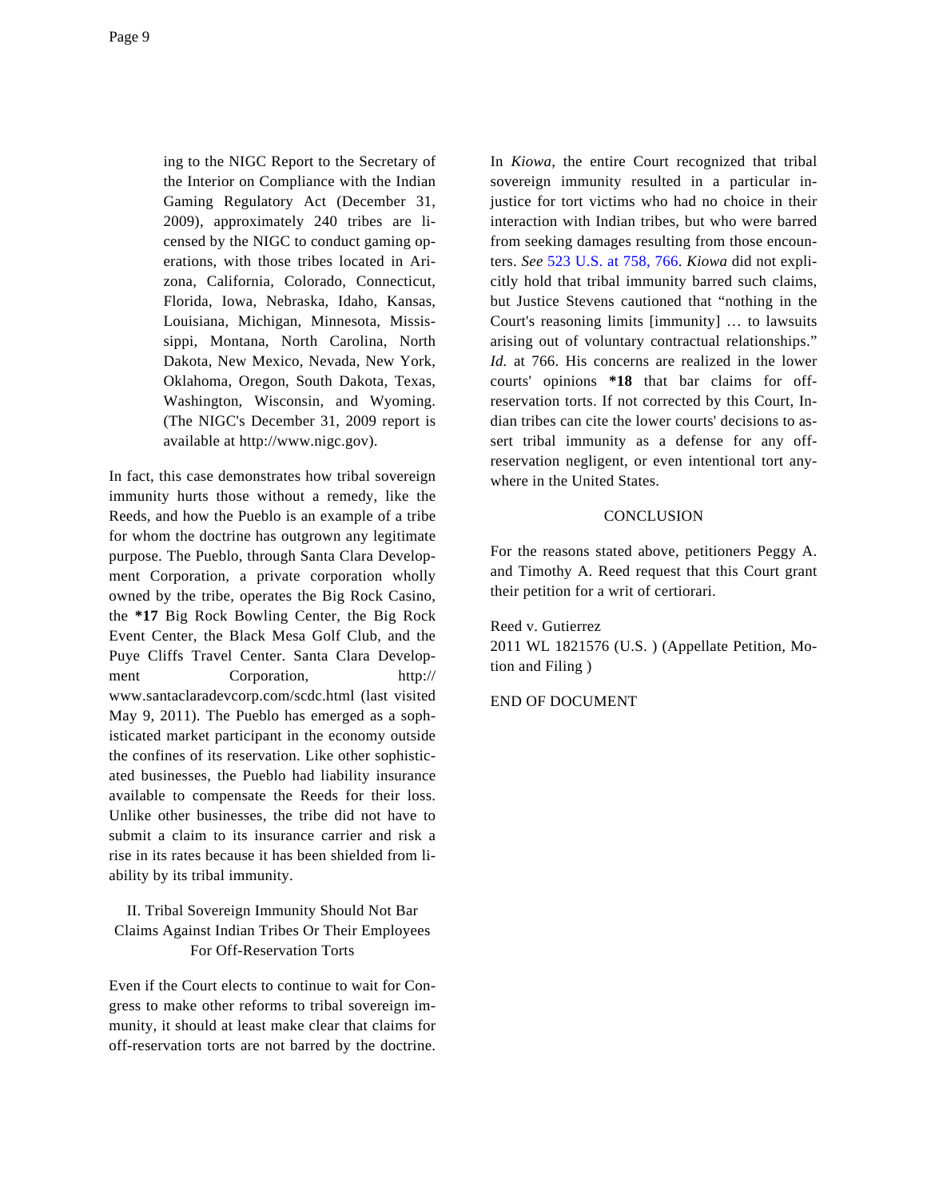ing to the NIGC Report to the Secretary of the Interior on Compliance with the Indian Gaming Regulatory Act (December 31, 2009), approximately 240 tribes are licensed by the NIGC to conduct gaming operations, with those tribes located in Arizona, California, Colorado, Connecticut, Florida, Iowa, Nebraska, Idaho, Kansas, Louisiana, Michigan, Minnesota, Mississippi, Montana, North Carolina, North Dakota, New Mexico, Nevada, New York, Oklahoma, Oregon, South Dakota, Texas, Washington, Wisconsin, and Wyoming. (The NIGC's December 31, 2009 report is available at http://www.nigc.gov).

In fact, this case demonstrates how tribal sovereign immunity hurts those without a remedy, like the Reeds, and how the Pueblo is an example of a tribe for whom the doctrine has outgrown any legitimate purpose. The Pueblo, through Santa Clara Development Corporation, a private corporation wholly owned by the tribe, operates the Big Rock Casino, the **\*17** Big Rock Bowling Center, the Big Rock Event Center, the Black Mesa Golf Club, and the Puye Cliffs Travel Center. Santa Clara Development Corporation, http://www.santaclaradevcorp.com/scdc.html (last visited May 9, 2011). The Pueblo has emerged as a sophisticated market participant in the economy outside the confines of its reservation. Like other sophisticated businesses, the Pueblo had liability insurance available to compensate the Reeds for their loss. Unlike other businesses, the tribe did not have to submit a claim to its insurance carrier and risk a rise in its rates because it has been shielded from liability by its tribal immunity.

## II. Tribal Sovereign Immunity Should Not Bar Claims Against Indian Tribes Or Their Employees For Off-Reservation Torts

Even if the Court elects to continue to wait for Congress to make other reforms to tribal sovereign immunity, it should at least make clear that claims for off-reservation torts are not barred by the doctrine. In *Kiowa*, the entire Court recognized that tribal sovereign immunity resulted in a particular injustice for tort victims who had no choice in their interaction with Indian tribes, but who were barred from seeking damages resulting from those encounters. *See* 523 U.S. at 758, 766. *Kiowa* did not explicitly hold that tribal immunity barred such claims, but Justice Stevens cautioned that “nothing in the Court's reasoning limits [immunity] … to lawsuits arising out of voluntary contractual relationships.” *Id.* at 766. His concerns are realized in the lower courts' opinions **\*18** that bar claims for off-reservation torts. If not corrected by this Court, Indian tribes can cite the lower courts' decisions to assert tribal immunity as a defense for any off-reservation negligent, or even intentional tort anywhere in the United States.

## CONCLUSION

For the reasons stated above, petitioners Peggy A. and Timothy A. Reed request that this Court grant their petition for a writ of certiorari.

Reed v. Gutierrez
2011 WL 1821576 (U.S. ) (Appellate Petition, Motion and Filing )

END OF DOCUMENT